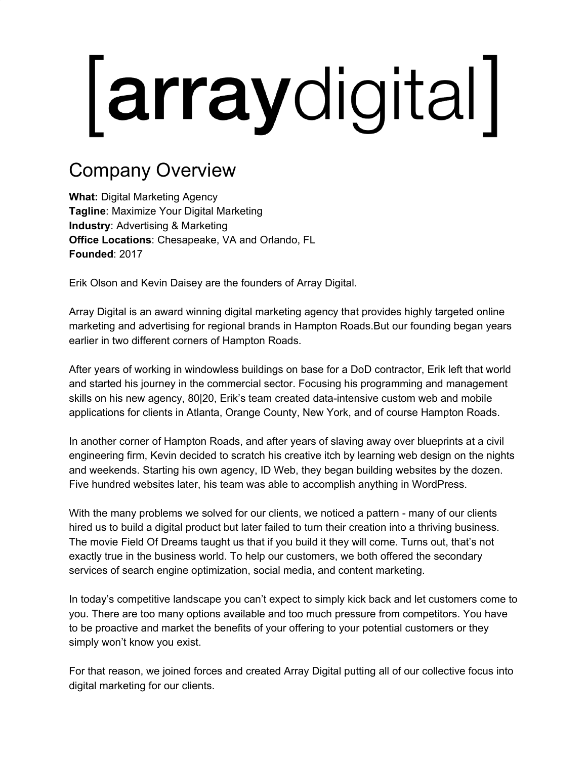# [arraydigital]

## Company Overview

**What:** Digital Marketing Agency
**Tagline**: Maximize Your Digital Marketing
**Industry**: Advertising & Marketing
**Office Locations**: Chesapeake, VA and Orlando, FL
**Founded**: 2017

Erik Olson and Kevin Daisey are the founders of Array Digital.

Array Digital is an award winning digital marketing agency that provides highly targeted online marketing and advertising for regional brands in Hampton Roads.But our founding began years earlier in two different corners of Hampton Roads.

After years of working in windowless buildings on base for a DoD contractor, Erik left that world and started his journey in the commercial sector. Focusing his programming and management skills on his new agency, 80|20, Erik's team created data-intensive custom web and mobile applications for clients in Atlanta, Orange County, New York, and of course Hampton Roads.

In another corner of Hampton Roads, and after years of slaving away over blueprints at a civil engineering firm, Kevin decided to scratch his creative itch by learning web design on the nights and weekends. Starting his own agency, ID Web, they began building websites by the dozen. Five hundred websites later, his team was able to accomplish anything in WordPress.

With the many problems we solved for our clients, we noticed a pattern - many of our clients hired us to build a digital product but later failed to turn their creation into a thriving business. The movie Field Of Dreams taught us that if you build it they will come. Turns out, that's not exactly true in the business world. To help our customers, we both offered the secondary services of search engine optimization, social media, and content marketing.

In today's competitive landscape you can't expect to simply kick back and let customers come to you. There are too many options available and too much pressure from competitors. You have to be proactive and market the benefits of your offering to your potential customers or they simply won't know you exist.

For that reason, we joined forces and created Array Digital putting all of our collective focus into digital marketing for our clients.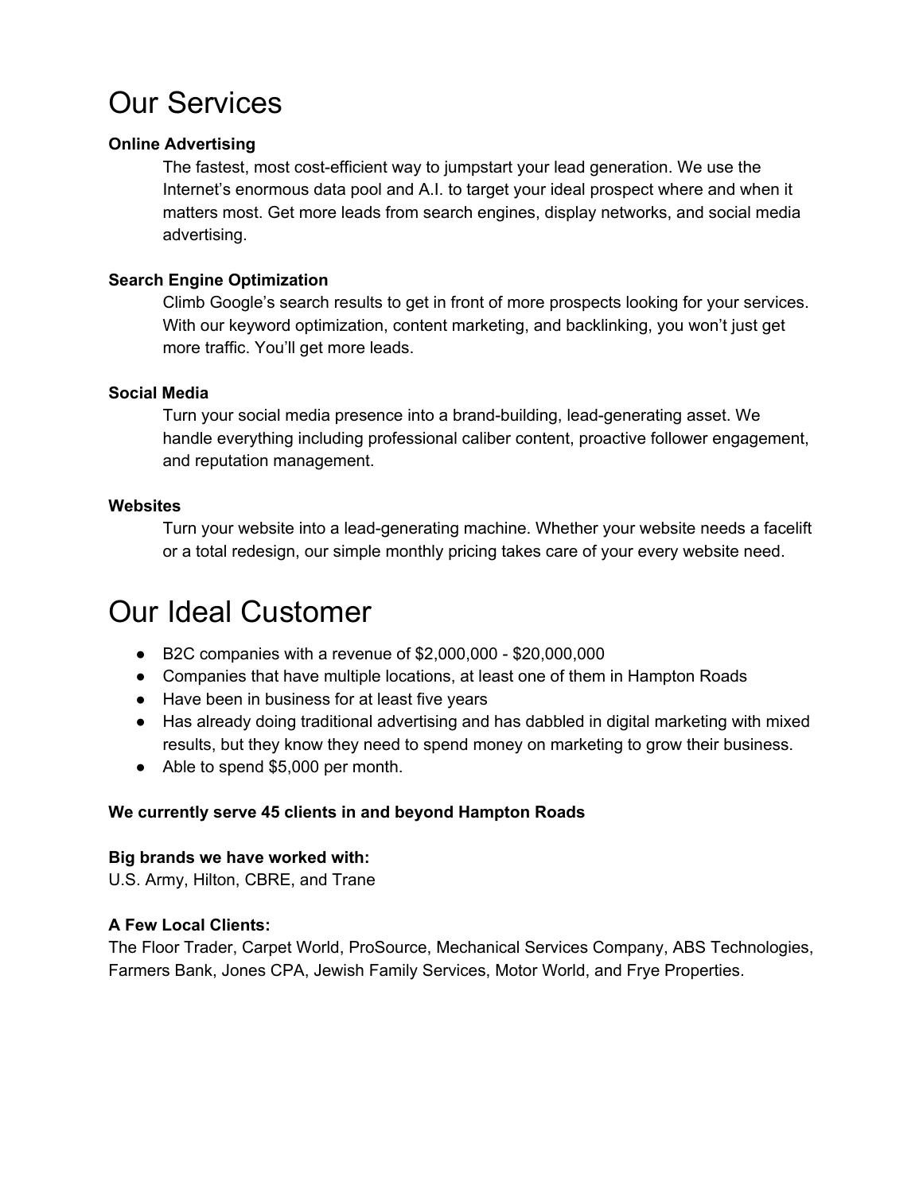# Our Services

**Online Advertising**

The fastest, most cost-efficient way to jumpstart your lead generation. We use the Internet's enormous data pool and A.I. to target your ideal prospect where and when it matters most. Get more leads from search engines, display networks, and social media advertising.

**Search Engine Optimization**

Climb Google's search results to get in front of more prospects looking for your services. With our keyword optimization, content marketing, and backlinking, you won't just get more traffic. You'll get more leads.

**Social Media**

Turn your social media presence into a brand-building, lead-generating asset. We handle everything including professional caliber content, proactive follower engagement, and reputation management.

**Websites**

Turn your website into a lead-generating machine. Whether your website needs a facelift or a total redesign, our simple monthly pricing takes care of your every website need.

# Our Ideal Customer

- B2C companies with a revenue of $2,000,000 - $20,000,000
- Companies that have multiple locations, at least one of them in Hampton Roads
- Have been in business for at least five years
- Has already doing traditional advertising and has dabbled in digital marketing with mixed results, but they know they need to spend money on marketing to grow their business.
- Able to spend $5,000 per month.

**We currently serve 45 clients in and beyond Hampton Roads**

**Big brands we have worked with:**
U.S. Army, Hilton, CBRE, and Trane

**A Few Local Clients:**
The Floor Trader, Carpet World, ProSource, Mechanical Services Company, ABS Technologies, Farmers Bank, Jones CPA, Jewish Family Services, Motor World, and Frye Properties.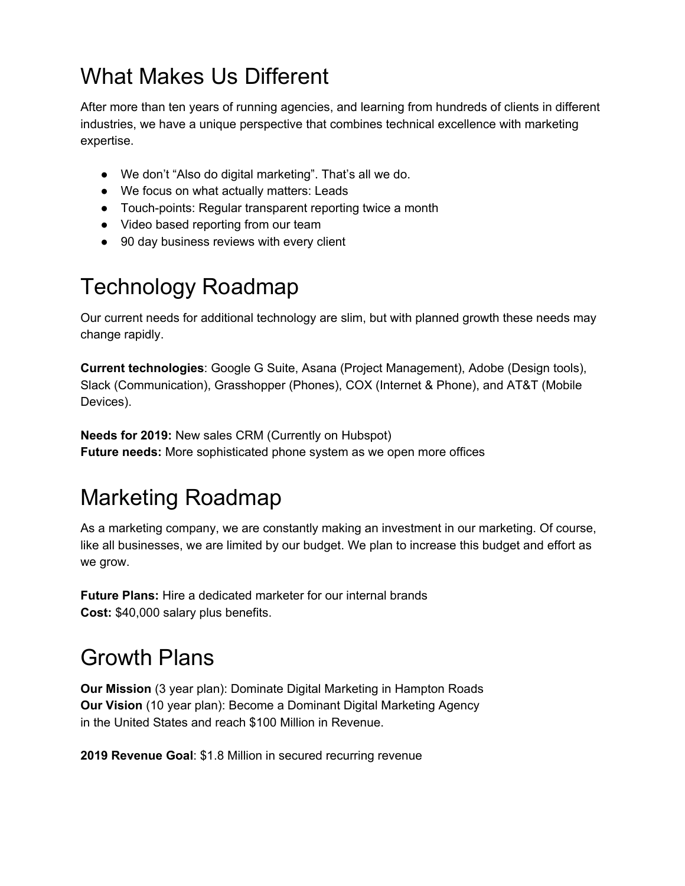# What Makes Us Different

After more than ten years of running agencies, and learning from hundreds of clients in different industries, we have a unique perspective that combines technical excellence with marketing expertise.

- We don't "Also do digital marketing". That's all we do.
- We focus on what actually matters: Leads
- Touch-points: Regular transparent reporting twice a month
- Video based reporting from our team
- 90 day business reviews with every client

# Technology Roadmap

Our current needs for additional technology are slim, but with planned growth these needs may change rapidly.

**Current technologies**: Google G Suite, Asana (Project Management), Adobe (Design tools), Slack (Communication), Grasshopper (Phones), COX (Internet & Phone), and AT&T (Mobile Devices).

**Needs for 2019:** New sales CRM (Currently on Hubspot)
**Future needs:** More sophisticated phone system as we open more offices

# Marketing Roadmap

As a marketing company, we are constantly making an investment in our marketing. Of course, like all businesses, we are limited by our budget. We plan to increase this budget and effort as we grow.

**Future Plans:** Hire a dedicated marketer for our internal brands
**Cost:** $40,000 salary plus benefits.

# Growth Plans

**Our Mission** (3 year plan): Dominate Digital Marketing in Hampton Roads
**Our Vision** (10 year plan): Become a Dominant Digital Marketing Agency in the United States and reach $100 Million in Revenue.

**2019 Revenue Goal**: $1.8 Million in secured recurring revenue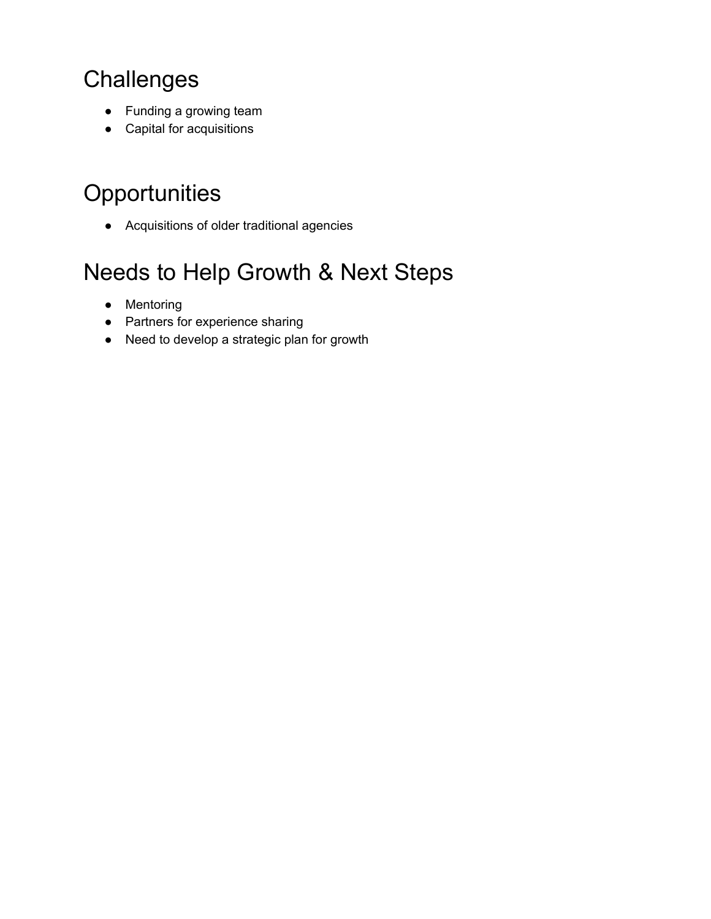# Challenges

- Funding a growing team
- Capital for acquisitions

# Opportunities

- Acquisitions of older traditional agencies

# Needs to Help Growth & Next Steps

- Mentoring
- Partners for experience sharing
- Need to develop a strategic plan for growth